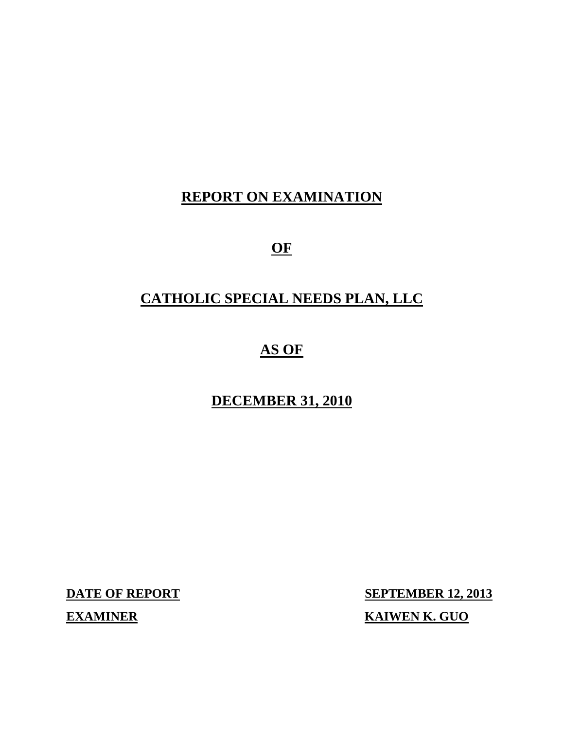# REPORT ON EXAMINATION

# OF

# CATHOLIC SPECIAL NEEDS PLAN, LLC

# AS OF

# DECEMBER 31, 2010

| **DATE OF REPORT** | **SEPTEMBER 12, 2013** |
|---|---|
| **EXAMINER** | **KAIWEN K. GUO** |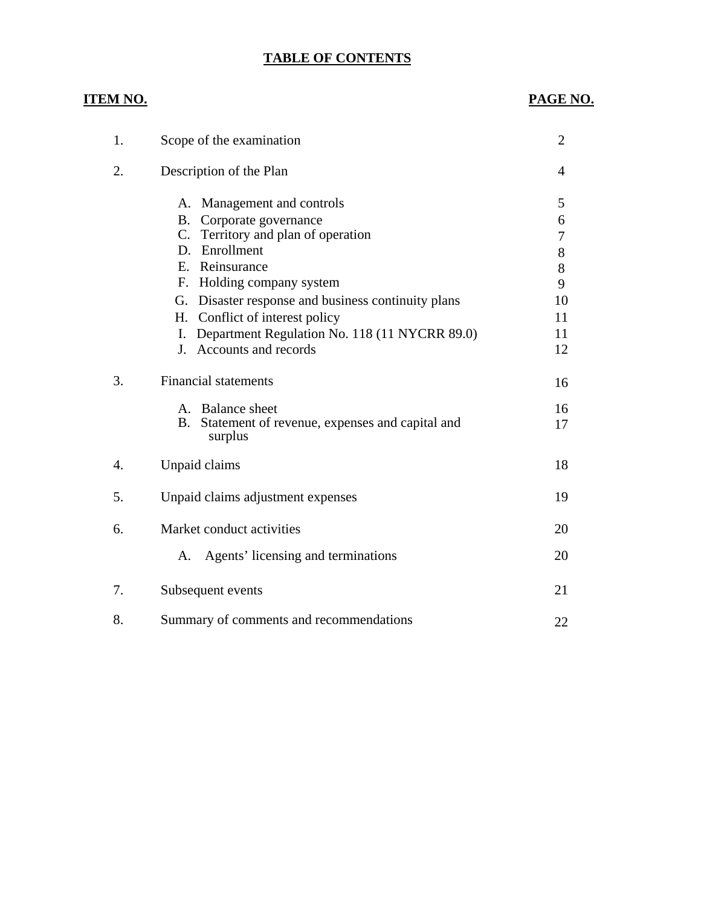# TABLE OF CONTENTS

| ITEM NO. | | PAGE NO. |
|---|---|---|
| 1. | Scope of the examination | 2 |
| 2. | Description of the Plan | 4 |
| | A. Management and controls | 5 |
| | B. Corporate governance | 6 |
| | C. Territory and plan of operation | 7 |
| | D. Enrollment | 8 |
| | E. Reinsurance | 8 |
| | F. Holding company system | 9 |
| | G. Disaster response and business continuity plans | 10 |
| | H. Conflict of interest policy | 11 |
| | I. Department Regulation No. 118 (11 NYCRR 89.0) | 11 |
| | J. Accounts and records | 12 |
| 3. | Financial statements | 16 |
| | A. Balance sheet | 16 |
| | B. Statement of revenue, expenses and capital and surplus | 17 |
| 4. | Unpaid claims | 18 |
| 5. | Unpaid claims adjustment expenses | 19 |
| 6. | Market conduct activities | 20 |
| | A. Agents' licensing and terminations | 20 |
| 7. | Subsequent events | 21 |
| 8. | Summary of comments and recommendations | 22 |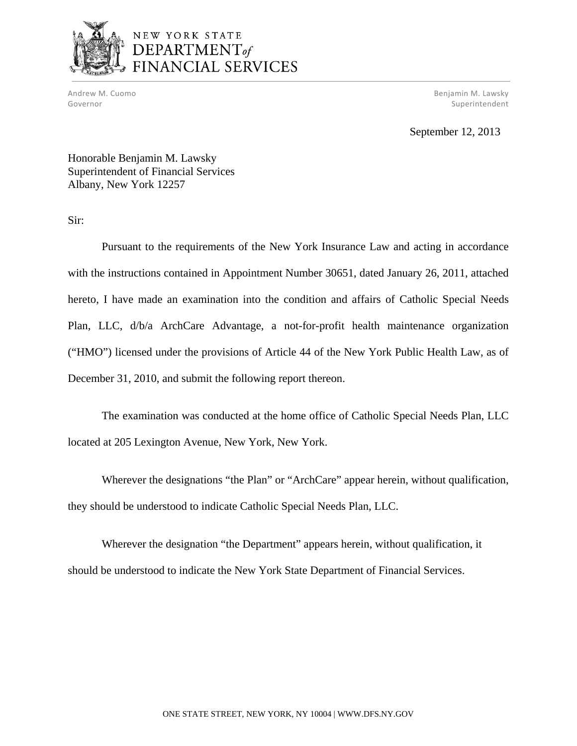NEW YORK STATE
DEPARTMENT of
FINANCIAL SERVICES

Andrew M. Cuomo
Governor

Benjamin M. Lawsky
Superintendent

September 12, 2013

Honorable Benjamin M. Lawsky
Superintendent of Financial Services
Albany, New York 12257

Sir:

Pursuant to the requirements of the New York Insurance Law and acting in accordance with the instructions contained in Appointment Number 30651, dated January 26, 2011, attached hereto, I have made an examination into the condition and affairs of Catholic Special Needs Plan, LLC, d/b/a ArchCare Advantage, a not-for-profit health maintenance organization ("HMO") licensed under the provisions of Article 44 of the New York Public Health Law, as of December 31, 2010, and submit the following report thereon.

The examination was conducted at the home office of Catholic Special Needs Plan, LLC located at 205 Lexington Avenue, New York, New York.

Wherever the designations "the Plan" or "ArchCare" appear herein, without qualification, they should be understood to indicate Catholic Special Needs Plan, LLC.

Wherever the designation "the Department" appears herein, without qualification, it should be understood to indicate the New York State Department of Financial Services.

ONE STATE STREET, NEW YORK, NY 10004 | WWW.DFS.NY.GOV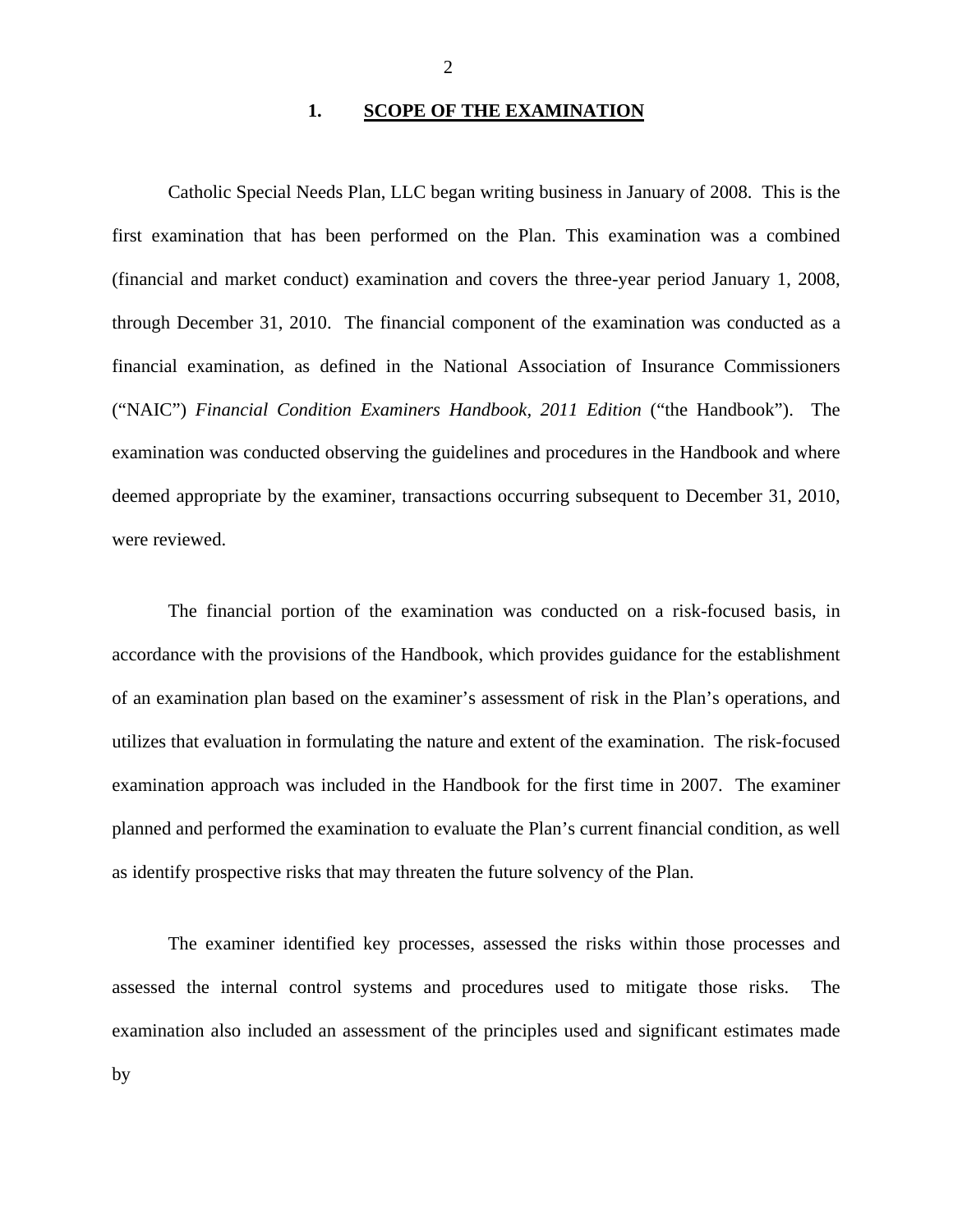## 1. SCOPE OF THE EXAMINATION

Catholic Special Needs Plan, LLC began writing business in January of 2008. This is the first examination that has been performed on the Plan. This examination was a combined (financial and market conduct) examination and covers the three-year period January 1, 2008, through December 31, 2010. The financial component of the examination was conducted as a financial examination, as defined in the National Association of Insurance Commissioners ("NAIC") *Financial Condition Examiners Handbook, 2011 Edition* ("the Handbook"). The examination was conducted observing the guidelines and procedures in the Handbook and where deemed appropriate by the examiner, transactions occurring subsequent to December 31, 2010, were reviewed.

The financial portion of the examination was conducted on a risk-focused basis, in accordance with the provisions of the Handbook, which provides guidance for the establishment of an examination plan based on the examiner's assessment of risk in the Plan's operations, and utilizes that evaluation in formulating the nature and extent of the examination. The risk-focused examination approach was included in the Handbook for the first time in 2007. The examiner planned and performed the examination to evaluate the Plan's current financial condition, as well as identify prospective risks that may threaten the future solvency of the Plan.

The examiner identified key processes, assessed the risks within those processes and assessed the internal control systems and procedures used to mitigate those risks. The examination also included an assessment of the principles used and significant estimates made by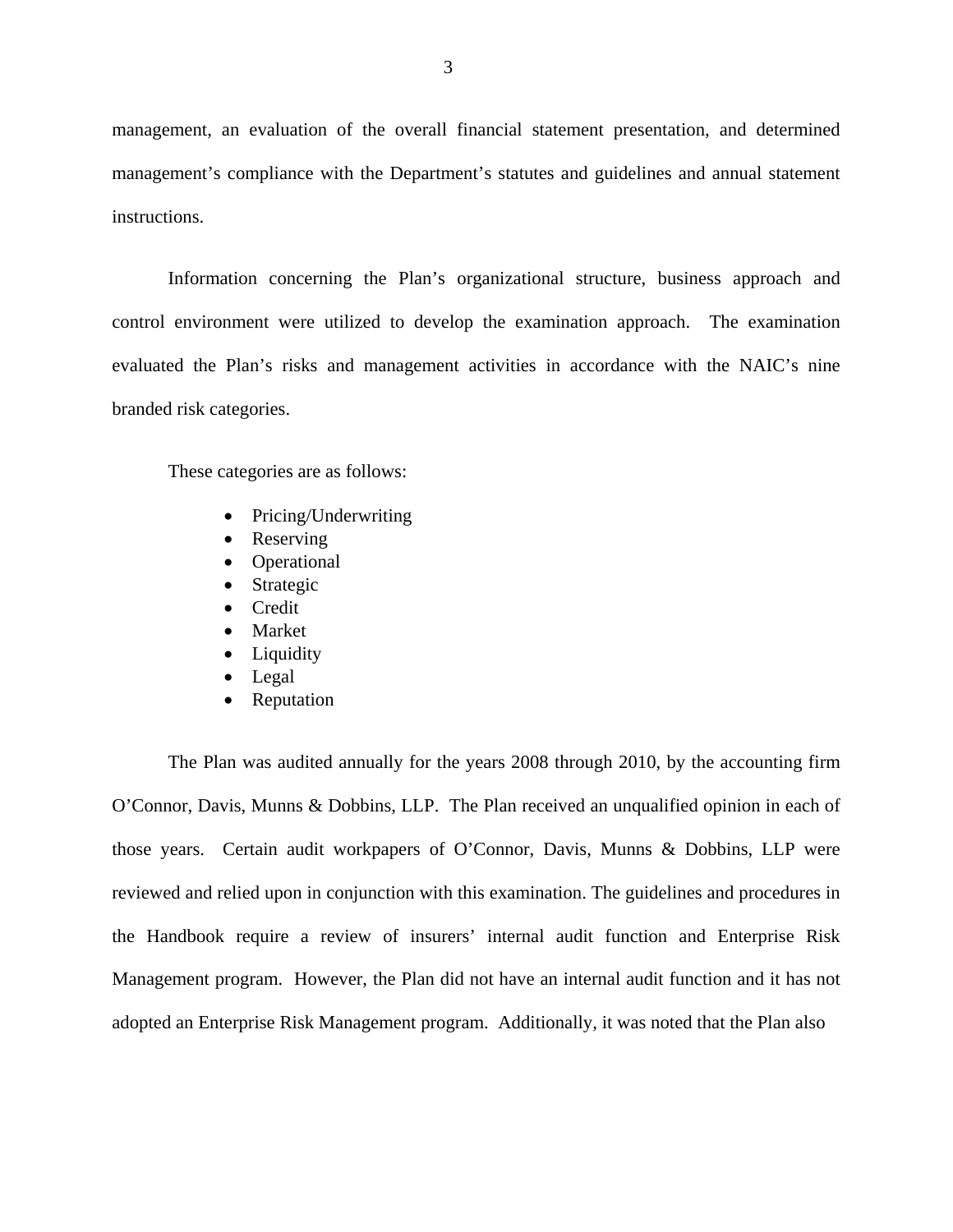management, an evaluation of the overall financial statement presentation, and determined management's compliance with the Department's statutes and guidelines and annual statement instructions.

Information concerning the Plan's organizational structure, business approach and control environment were utilized to develop the examination approach. The examination evaluated the Plan's risks and management activities in accordance with the NAIC's nine branded risk categories.

These categories are as follows:

- Pricing/Underwriting
- Reserving
- Operational
- Strategic
- Credit
- Market
- Liquidity
- Legal
- Reputation

The Plan was audited annually for the years 2008 through 2010, by the accounting firm O'Connor, Davis, Munns & Dobbins, LLP. The Plan received an unqualified opinion in each of those years. Certain audit workpapers of O'Connor, Davis, Munns & Dobbins, LLP were reviewed and relied upon in conjunction with this examination. The guidelines and procedures in the Handbook require a review of insurers' internal audit function and Enterprise Risk Management program. However, the Plan did not have an internal audit function and it has not adopted an Enterprise Risk Management program. Additionally, it was noted that the Plan also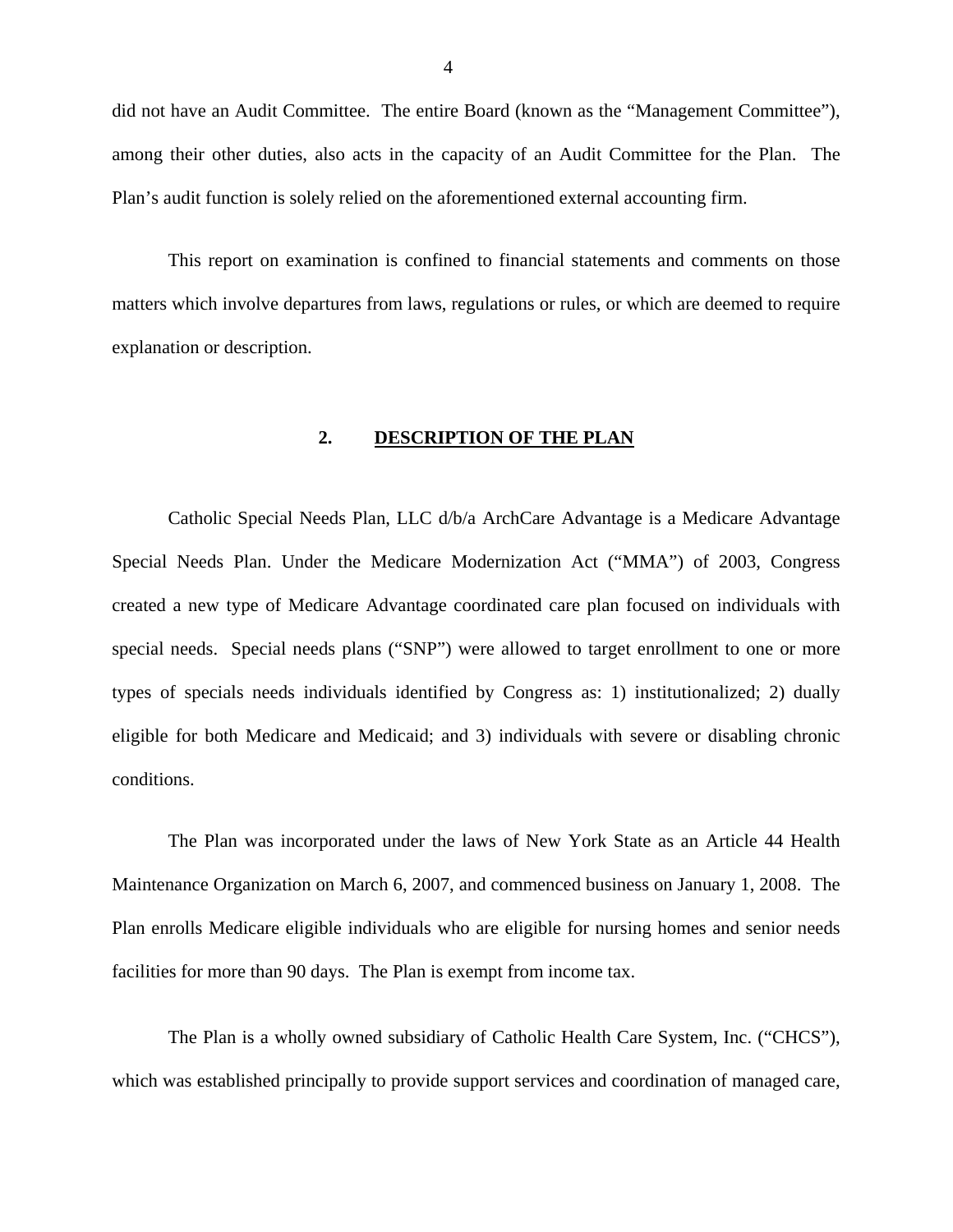did not have an Audit Committee. The entire Board (known as the "Management Committee"), among their other duties, also acts in the capacity of an Audit Committee for the Plan. The Plan's audit function is solely relied on the aforementioned external accounting firm.

This report on examination is confined to financial statements and comments on those matters which involve departures from laws, regulations or rules, or which are deemed to require explanation or description.

## 2. DESCRIPTION OF THE PLAN

Catholic Special Needs Plan, LLC d/b/a ArchCare Advantage is a Medicare Advantage Special Needs Plan. Under the Medicare Modernization Act ("MMA") of 2003, Congress created a new type of Medicare Advantage coordinated care plan focused on individuals with special needs. Special needs plans ("SNP") were allowed to target enrollment to one or more types of specials needs individuals identified by Congress as: 1) institutionalized; 2) dually eligible for both Medicare and Medicaid; and 3) individuals with severe or disabling chronic conditions.

The Plan was incorporated under the laws of New York State as an Article 44 Health Maintenance Organization on March 6, 2007, and commenced business on January 1, 2008. The Plan enrolls Medicare eligible individuals who are eligible for nursing homes and senior needs facilities for more than 90 days. The Plan is exempt from income tax.

The Plan is a wholly owned subsidiary of Catholic Health Care System, Inc. ("CHCS"), which was established principally to provide support services and coordination of managed care,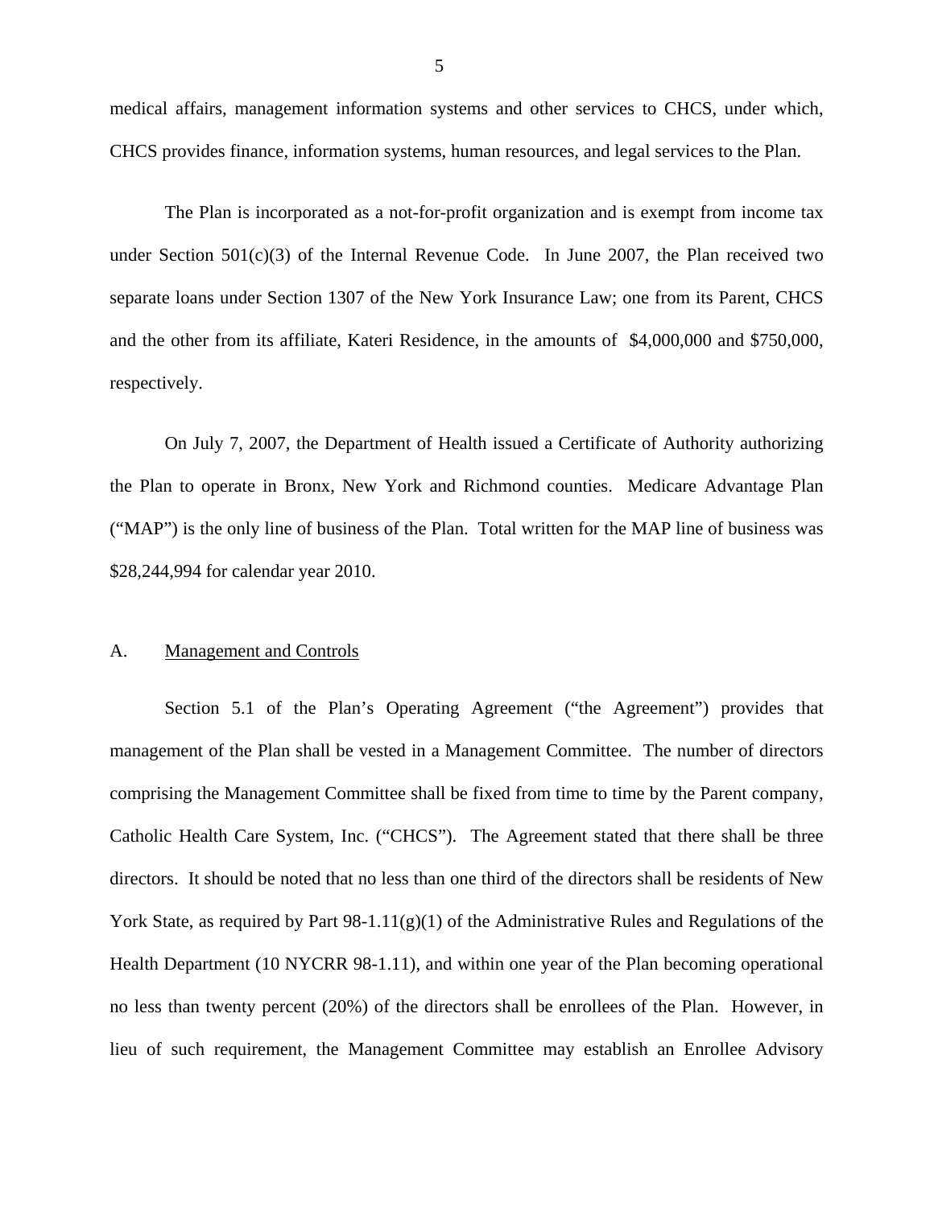medical affairs, management information systems and other services to CHCS, under which, CHCS provides finance, information systems, human resources, and legal services to the Plan.

The Plan is incorporated as a not-for-profit organization and is exempt from income tax under Section 501(c)(3) of the Internal Revenue Code. In June 2007, the Plan received two separate loans under Section 1307 of the New York Insurance Law; one from its Parent, CHCS and the other from its affiliate, Kateri Residence, in the amounts of $4,000,000 and $750,000, respectively.

On July 7, 2007, the Department of Health issued a Certificate of Authority authorizing the Plan to operate in Bronx, New York and Richmond counties. Medicare Advantage Plan ("MAP") is the only line of business of the Plan. Total written for the MAP line of business was $28,244,994 for calendar year 2010.

## A. Management and Controls

Section 5.1 of the Plan's Operating Agreement ("the Agreement") provides that management of the Plan shall be vested in a Management Committee. The number of directors comprising the Management Committee shall be fixed from time to time by the Parent company, Catholic Health Care System, Inc. ("CHCS"). The Agreement stated that there shall be three directors. It should be noted that no less than one third of the directors shall be residents of New York State, as required by Part 98-1.11(g)(1) of the Administrative Rules and Regulations of the Health Department (10 NYCRR 98-1.11), and within one year of the Plan becoming operational no less than twenty percent (20%) of the directors shall be enrollees of the Plan. However, in lieu of such requirement, the Management Committee may establish an Enrollee Advisory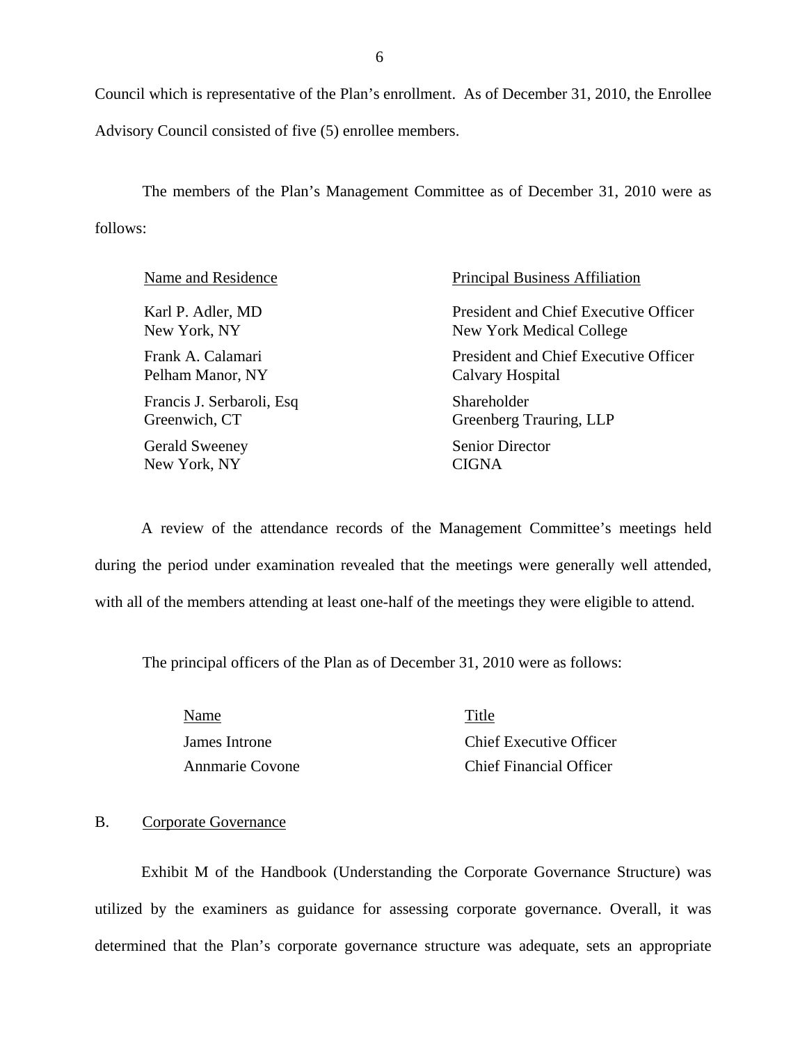Council which is representative of the Plan's enrollment. As of December 31, 2010, the Enrollee Advisory Council consisted of five (5) enrollee members.

The members of the Plan's Management Committee as of December 31, 2010 were as follows:

| Name and Residence | Principal Business Affiliation |
| --- | --- |
| Karl P. Adler, MD<br>New York, NY | President and Chief Executive Officer<br>New York Medical College |
| Frank A. Calamari<br>Pelham Manor, NY | President and Chief Executive Officer<br>Calvary Hospital |
| Francis J. Serbaroli, Esq<br>Greenwich, CT | Shareholder<br>Greenberg Trauring, LLP |
| Gerald Sweeney<br>New York, NY | Senior Director<br>CIGNA |

A review of the attendance records of the Management Committee's meetings held during the period under examination revealed that the meetings were generally well attended, with all of the members attending at least one-half of the meetings they were eligible to attend.

The principal officers of the Plan as of December 31, 2010 were as follows:

| Name | Title |
| --- | --- |
| James Introne | Chief Executive Officer |
| Annmarie Covone | Chief Financial Officer |

## B. Corporate Governance

Exhibit M of the Handbook (Understanding the Corporate Governance Structure) was utilized by the examiners as guidance for assessing corporate governance. Overall, it was determined that the Plan's corporate governance structure was adequate, sets an appropriate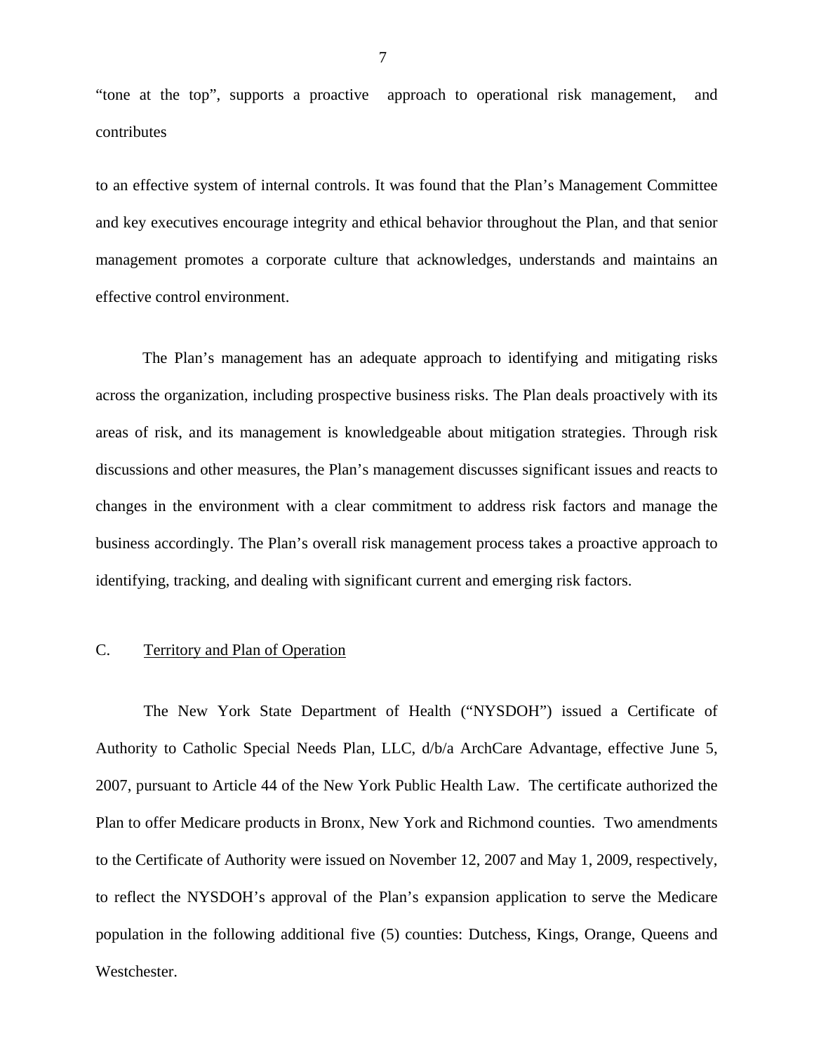"tone at the top", supports a proactive approach to operational risk management, and contributes

to an effective system of internal controls. It was found that the Plan's Management Committee and key executives encourage integrity and ethical behavior throughout the Plan, and that senior management promotes a corporate culture that acknowledges, understands and maintains an effective control environment.

The Plan's management has an adequate approach to identifying and mitigating risks across the organization, including prospective business risks. The Plan deals proactively with its areas of risk, and its management is knowledgeable about mitigation strategies. Through risk discussions and other measures, the Plan's management discusses significant issues and reacts to changes in the environment with a clear commitment to address risk factors and manage the business accordingly. The Plan's overall risk management process takes a proactive approach to identifying, tracking, and dealing with significant current and emerging risk factors.

C. <u>Territory and Plan of Operation</u>

The New York State Department of Health ("NYSDOH") issued a Certificate of Authority to Catholic Special Needs Plan, LLC, d/b/a ArchCare Advantage, effective June 5, 2007, pursuant to Article 44 of the New York Public Health Law. The certificate authorized the Plan to offer Medicare products in Bronx, New York and Richmond counties. Two amendments to the Certificate of Authority were issued on November 12, 2007 and May 1, 2009, respectively, to reflect the NYSDOH's approval of the Plan's expansion application to serve the Medicare population in the following additional five (5) counties: Dutchess, Kings, Orange, Queens and Westchester.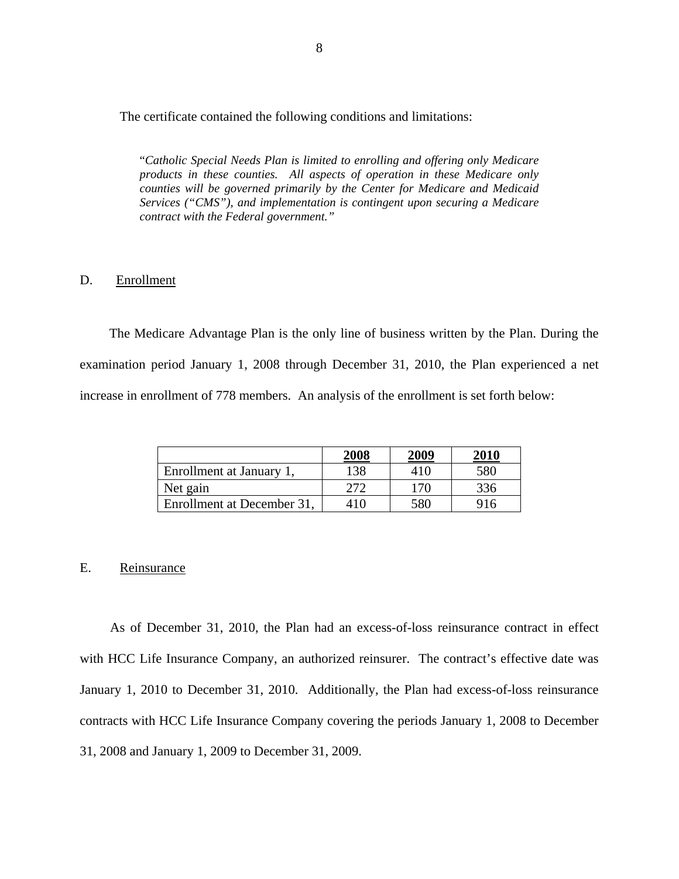The certificate contained the following conditions and limitations:

> "*Catholic Special Needs Plan is limited to enrolling and offering only Medicare products in these counties. All aspects of operation in these Medicare only counties will be governed primarily by the Center for Medicare and Medicaid Services ("CMS"), and implementation is contingent upon securing a Medicare contract with the Federal government."*

## D. Enrollment

The Medicare Advantage Plan is the only line of business written by the Plan. During the examination period January 1, 2008 through December 31, 2010, the Plan experienced a net increase in enrollment of 778 members. An analysis of the enrollment is set forth below:

| | 2008 | 2009 | 2010 |
|---|---|---|---|
| Enrollment at January 1, | 138 | 410 | 580 |
| Net gain | 272 | 170 | 336 |
| Enrollment at December 31, | 410 | 580 | 916 |

## E. Reinsurance

As of December 31, 2010, the Plan had an excess-of-loss reinsurance contract in effect with HCC Life Insurance Company, an authorized reinsurer. The contract's effective date was January 1, 2010 to December 31, 2010. Additionally, the Plan had excess-of-loss reinsurance contracts with HCC Life Insurance Company covering the periods January 1, 2008 to December 31, 2008 and January 1, 2009 to December 31, 2009.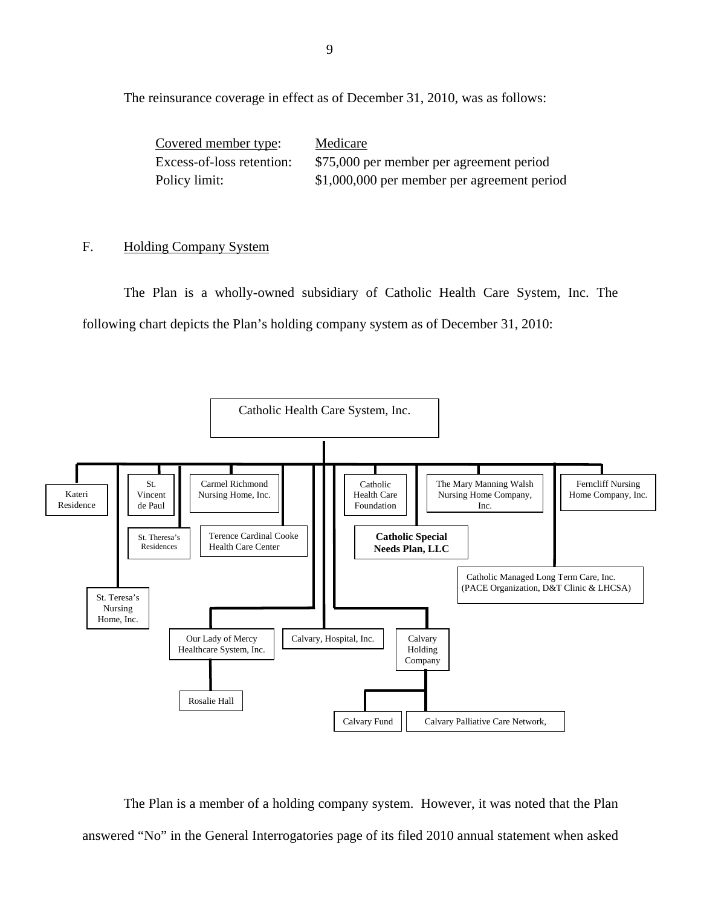The reinsurance coverage in effect as of December 31, 2010, was as follows:

| Covered member type: | Medicare |
|---|---|
| Excess-of-loss retention: | $75,000 per member per agreement period |
| Policy limit: | $1,000,000 per member per agreement period |

F. Holding Company System

The Plan is a wholly-owned subsidiary of Catholic Health Care System, Inc. The following chart depicts the Plan's holding company system as of December 31, 2010:

- Catholic Health Care System, Inc.
  - Kateri Residence
  - St. Teresa's Nursing Home, Inc.
  - St. Vincent de Paul
  - St. Theresa's Residences
  - Carmel Richmond Nursing Home, Inc.
  - Terence Cardinal Cooke Health Care Center
  - Our Lady of Mercy Healthcare System, Inc.
    - Rosalie Hall
  - Calvary, Hospital, Inc.
  - Calvary Holding Company
    - Calvary Fund
    - Calvary Palliative Care Network,
  - Catholic Health Care Foundation
  - **Catholic Special Needs Plan, LLC**
  - The Mary Manning Walsh Nursing Home Company, Inc.
  - Catholic Managed Long Term Care, Inc. (PACE Organization, D&T Clinic & LHCSA)
  - Ferncliff Nursing Home Company, Inc.

The Plan is a member of a holding company system. However, it was noted that the Plan answered "No" in the General Interrogatories page of its filed 2010 annual statement when asked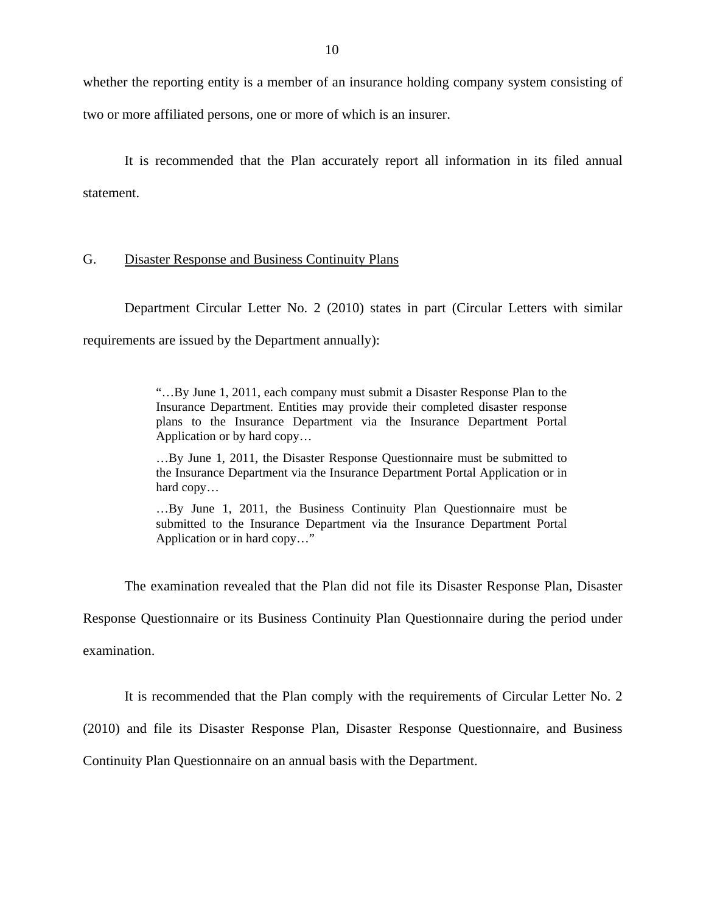whether the reporting entity is a member of an insurance holding company system consisting of two or more affiliated persons, one or more of which is an insurer.

It is recommended that the Plan accurately report all information in its filed annual statement.

## G. Disaster Response and Business Continuity Plans

Department Circular Letter No. 2 (2010) states in part (Circular Letters with similar requirements are issued by the Department annually):

> "…By June 1, 2011, each company must submit a Disaster Response Plan to the Insurance Department. Entities may provide their completed disaster response plans to the Insurance Department via the Insurance Department Portal Application or by hard copy…
>
> …By June 1, 2011, the Disaster Response Questionnaire must be submitted to the Insurance Department via the Insurance Department Portal Application or in hard copy…
>
> …By June 1, 2011, the Business Continuity Plan Questionnaire must be submitted to the Insurance Department via the Insurance Department Portal Application or in hard copy…"

The examination revealed that the Plan did not file its Disaster Response Plan, Disaster Response Questionnaire or its Business Continuity Plan Questionnaire during the period under examination.

It is recommended that the Plan comply with the requirements of Circular Letter No. 2 (2010) and file its Disaster Response Plan, Disaster Response Questionnaire, and Business Continuity Plan Questionnaire on an annual basis with the Department.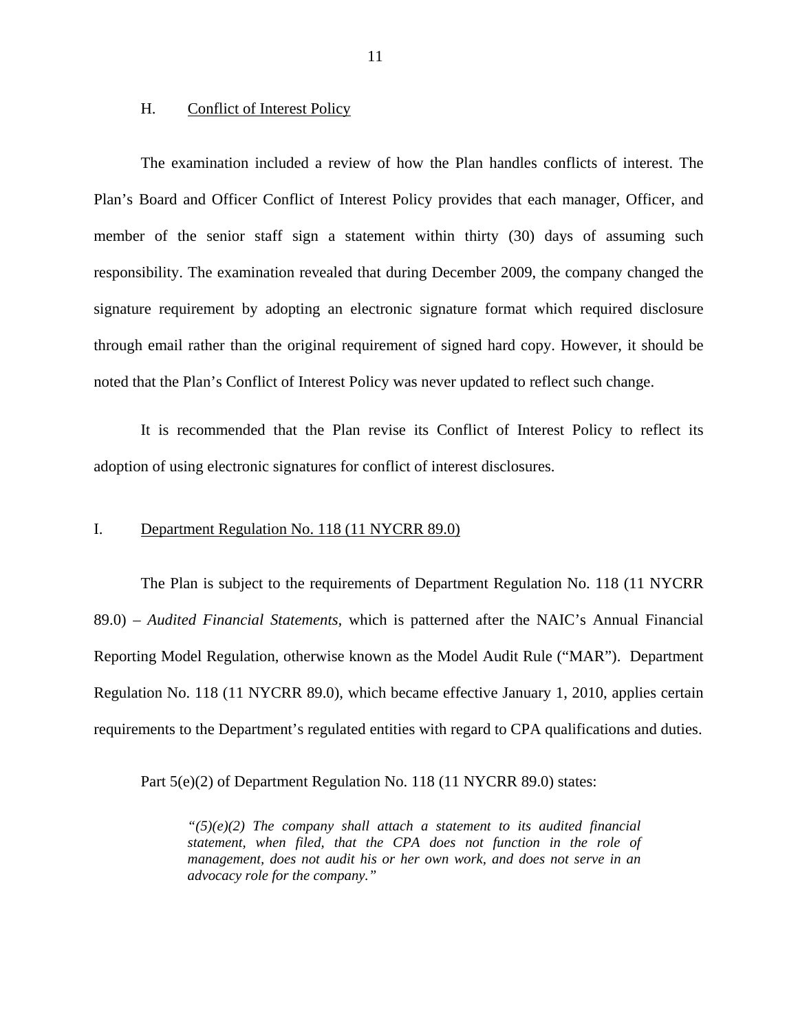## H. Conflict of Interest Policy

The examination included a review of how the Plan handles conflicts of interest. The Plan's Board and Officer Conflict of Interest Policy provides that each manager, Officer, and member of the senior staff sign a statement within thirty (30) days of assuming such responsibility. The examination revealed that during December 2009, the company changed the signature requirement by adopting an electronic signature format which required disclosure through email rather than the original requirement of signed hard copy. However, it should be noted that the Plan's Conflict of Interest Policy was never updated to reflect such change.

It is recommended that the Plan revise its Conflict of Interest Policy to reflect its adoption of using electronic signatures for conflict of interest disclosures.

## I. Department Regulation No. 118 (11 NYCRR 89.0)

The Plan is subject to the requirements of Department Regulation No. 118 (11 NYCRR 89.0) – *Audited Financial Statements*, which is patterned after the NAIC's Annual Financial Reporting Model Regulation, otherwise known as the Model Audit Rule ("MAR"). Department Regulation No. 118 (11 NYCRR 89.0), which became effective January 1, 2010, applies certain requirements to the Department's regulated entities with regard to CPA qualifications and duties.

Part 5(e)(2) of Department Regulation No. 118 (11 NYCRR 89.0) states:

> *"(5)(e)(2) The company shall attach a statement to its audited financial statement, when filed, that the CPA does not function in the role of management, does not audit his or her own work, and does not serve in an advocacy role for the company."*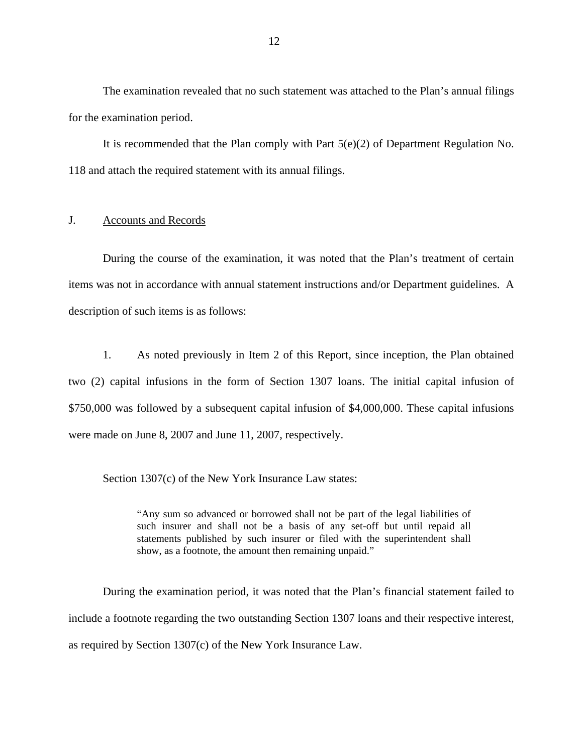The examination revealed that no such statement was attached to the Plan's annual filings for the examination period.

It is recommended that the Plan comply with Part 5(e)(2) of Department Regulation No. 118 and attach the required statement with its annual filings.

## J. Accounts and Records

During the course of the examination, it was noted that the Plan's treatment of certain items was not in accordance with annual statement instructions and/or Department guidelines. A description of such items is as follows:

1. As noted previously in Item 2 of this Report, since inception, the Plan obtained two (2) capital infusions in the form of Section 1307 loans. The initial capital infusion of $750,000 was followed by a subsequent capital infusion of $4,000,000. These capital infusions were made on June 8, 2007 and June 11, 2007, respectively.

Section 1307(c) of the New York Insurance Law states:

> "Any sum so advanced or borrowed shall not be part of the legal liabilities of such insurer and shall not be a basis of any set-off but until repaid all statements published by such insurer or filed with the superintendent shall show, as a footnote, the amount then remaining unpaid."

During the examination period, it was noted that the Plan's financial statement failed to include a footnote regarding the two outstanding Section 1307 loans and their respective interest, as required by Section 1307(c) of the New York Insurance Law.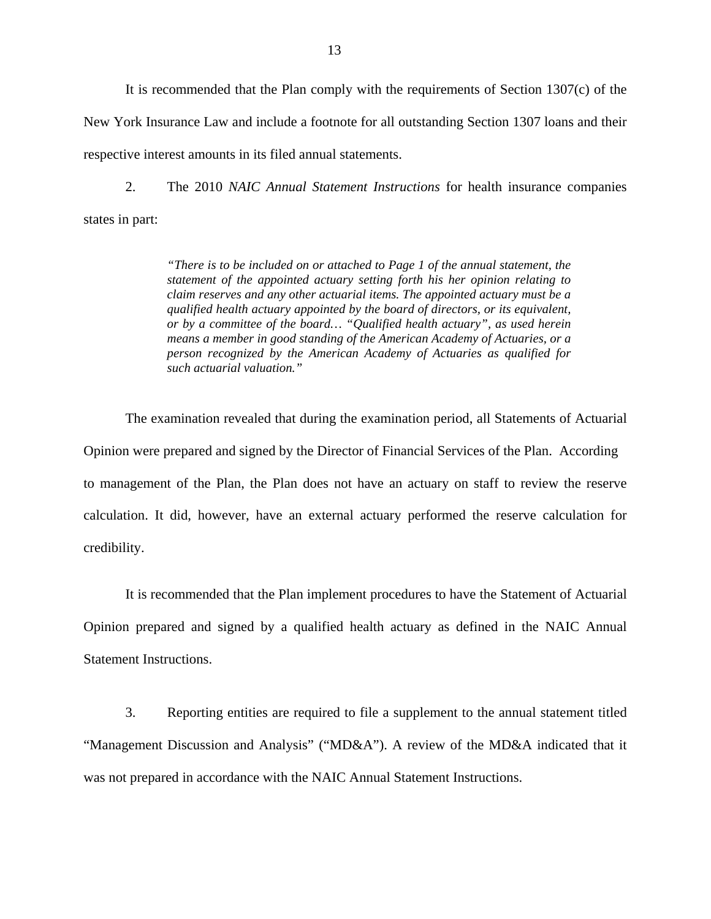It is recommended that the Plan comply with the requirements of Section 1307(c) of the New York Insurance Law and include a footnote for all outstanding Section 1307 loans and their respective interest amounts in its filed annual statements.

2. The 2010 *NAIC Annual Statement Instructions* for health insurance companies states in part:

> *"There is to be included on or attached to Page 1 of the annual statement, the statement of the appointed actuary setting forth his her opinion relating to claim reserves and any other actuarial items. The appointed actuary must be a qualified health actuary appointed by the board of directors, or its equivalent, or by a committee of the board… "Qualified health actuary", as used herein means a member in good standing of the American Academy of Actuaries, or a person recognized by the American Academy of Actuaries as qualified for such actuarial valuation."*

The examination revealed that during the examination period, all Statements of Actuarial Opinion were prepared and signed by the Director of Financial Services of the Plan. According to management of the Plan, the Plan does not have an actuary on staff to review the reserve calculation. It did, however, have an external actuary performed the reserve calculation for credibility.

It is recommended that the Plan implement procedures to have the Statement of Actuarial Opinion prepared and signed by a qualified health actuary as defined in the NAIC Annual Statement Instructions.

3. Reporting entities are required to file a supplement to the annual statement titled "Management Discussion and Analysis" ("MD&A"). A review of the MD&A indicated that it was not prepared in accordance with the NAIC Annual Statement Instructions.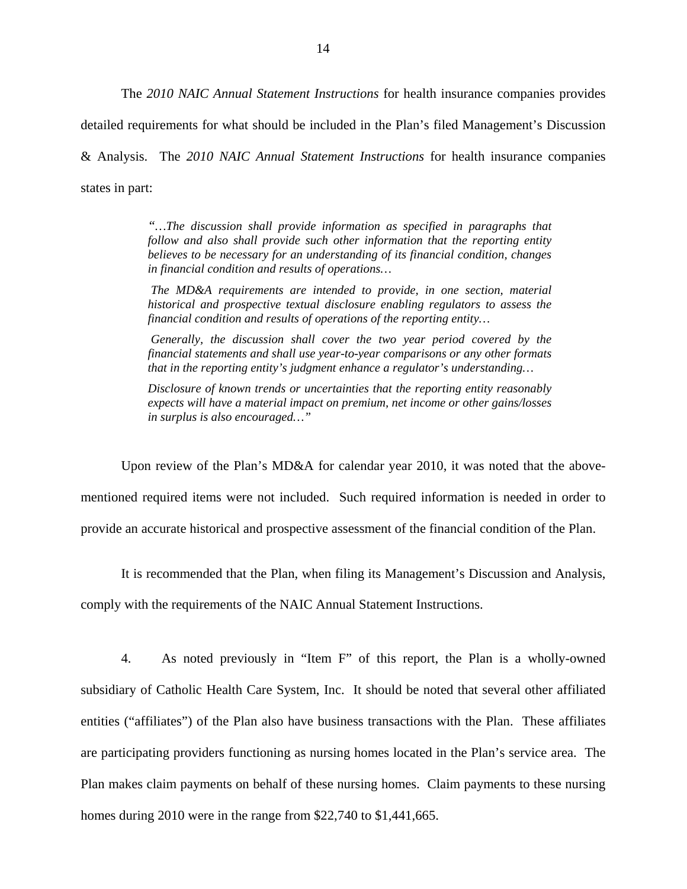The *2010 NAIC Annual Statement Instructions* for health insurance companies provides detailed requirements for what should be included in the Plan's filed Management's Discussion & Analysis. The *2010 NAIC Annual Statement Instructions* for health insurance companies states in part:

> *"…The discussion shall provide information as specified in paragraphs that follow and also shall provide such other information that the reporting entity believes to be necessary for an understanding of its financial condition, changes in financial condition and results of operations…*
>
> *The MD&A requirements are intended to provide, in one section, material historical and prospective textual disclosure enabling regulators to assess the financial condition and results of operations of the reporting entity…*
>
> *Generally, the discussion shall cover the two year period covered by the financial statements and shall use year-to-year comparisons or any other formats that in the reporting entity's judgment enhance a regulator's understanding…*
>
> *Disclosure of known trends or uncertainties that the reporting entity reasonably expects will have a material impact on premium, net income or other gains/losses in surplus is also encouraged…"*

Upon review of the Plan's MD&A for calendar year 2010, it was noted that the above-mentioned required items were not included. Such required information is needed in order to provide an accurate historical and prospective assessment of the financial condition of the Plan.

It is recommended that the Plan, when filing its Management's Discussion and Analysis, comply with the requirements of the NAIC Annual Statement Instructions.

4. As noted previously in "Item F" of this report, the Plan is a wholly-owned subsidiary of Catholic Health Care System, Inc. It should be noted that several other affiliated entities ("affiliates") of the Plan also have business transactions with the Plan. These affiliates are participating providers functioning as nursing homes located in the Plan's service area. The Plan makes claim payments on behalf of these nursing homes. Claim payments to these nursing homes during 2010 were in the range from $22,740 to $1,441,665.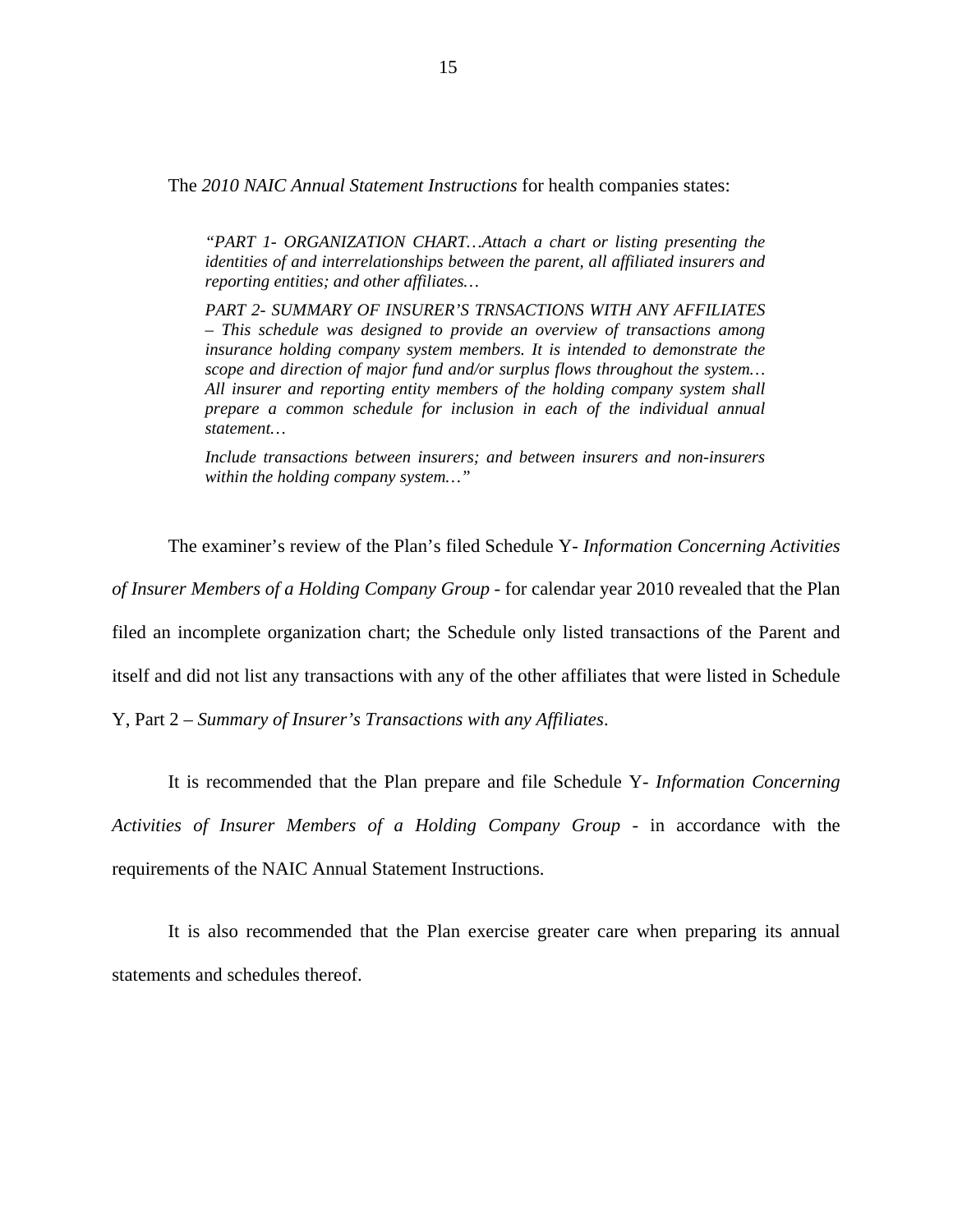The *2010 NAIC Annual Statement Instructions* for health companies states:

> *"PART 1- ORGANIZATION CHART…Attach a chart or listing presenting the identities of and interrelationships between the parent, all affiliated insurers and reporting entities; and other affiliates…*
>
> *PART 2- SUMMARY OF INSURER'S TRNSACTIONS WITH ANY AFFILIATES – This schedule was designed to provide an overview of transactions among insurance holding company system members. It is intended to demonstrate the scope and direction of major fund and/or surplus flows throughout the system… All insurer and reporting entity members of the holding company system shall prepare a common schedule for inclusion in each of the individual annual statement…*
>
> *Include transactions between insurers; and between insurers and non-insurers within the holding company system…"*

The examiner's review of the Plan's filed Schedule Y- *Information Concerning Activities of Insurer Members of a Holding Company Group* - for calendar year 2010 revealed that the Plan filed an incomplete organization chart; the Schedule only listed transactions of the Parent and itself and did not list any transactions with any of the other affiliates that were listed in Schedule Y, Part 2 – *Summary of Insurer's Transactions with any Affiliates*.

It is recommended that the Plan prepare and file Schedule Y- *Information Concerning Activities of Insurer Members of a Holding Company Group* - in accordance with the requirements of the NAIC Annual Statement Instructions.

It is also recommended that the Plan exercise greater care when preparing its annual statements and schedules thereof.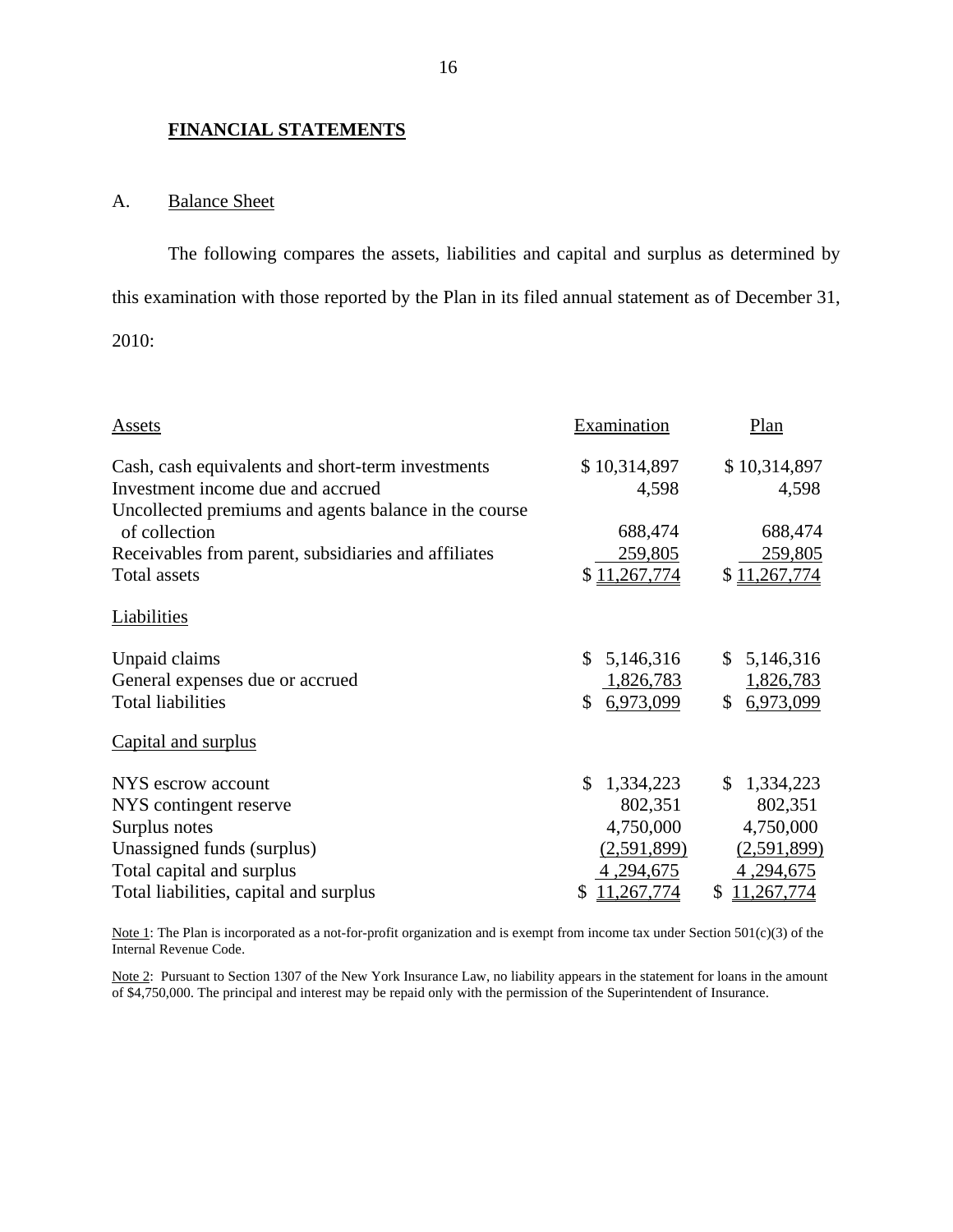## FINANCIAL STATEMENTS

### A. Balance Sheet

The following compares the assets, liabilities and capital and surplus as determined by this examination with those reported by the Plan in its filed annual statement as of December 31, 2010:

| Assets | Examination | Plan |
|---|---|---|
| Cash, cash equivalents and short-term investments | $ 10,314,897 | $ 10,314,897 |
| Investment income due and accrued | 4,598 | 4,598 |
| Uncollected premiums and agents balance in the course of collection | 688,474 | 688,474 |
| Receivables from parent, subsidiaries and affiliates | 259,805 | 259,805 |
| Total assets | $ 11,267,774 | $ 11,267,774 |
| **Liabilities** | | |
| Unpaid claims | $ 5,146,316 | $ 5,146,316 |
| General expenses due or accrued | 1,826,783 | 1,826,783 |
| Total liabilities | $ 6,973,099 | $ 6,973,099 |
| **Capital and surplus** | | |
| NYS escrow account | $ 1,334,223 | $ 1,334,223 |
| NYS contingent reserve | 802,351 | 802,351 |
| Surplus notes | 4,750,000 | 4,750,000 |
| Unassigned funds (surplus) | (2,591,899) | (2,591,899) |
| Total capital and surplus | 4 ,294,675 | 4 ,294,675 |
| Total liabilities, capital and surplus | $ 11,267,774 | $ 11,267,774 |

Note 1: The Plan is incorporated as a not-for-profit organization and is exempt from income tax under Section 501(c)(3) of the Internal Revenue Code.

Note 2: Pursuant to Section 1307 of the New York Insurance Law, no liability appears in the statement for loans in the amount of $4,750,000. The principal and interest may be repaid only with the permission of the Superintendent of Insurance.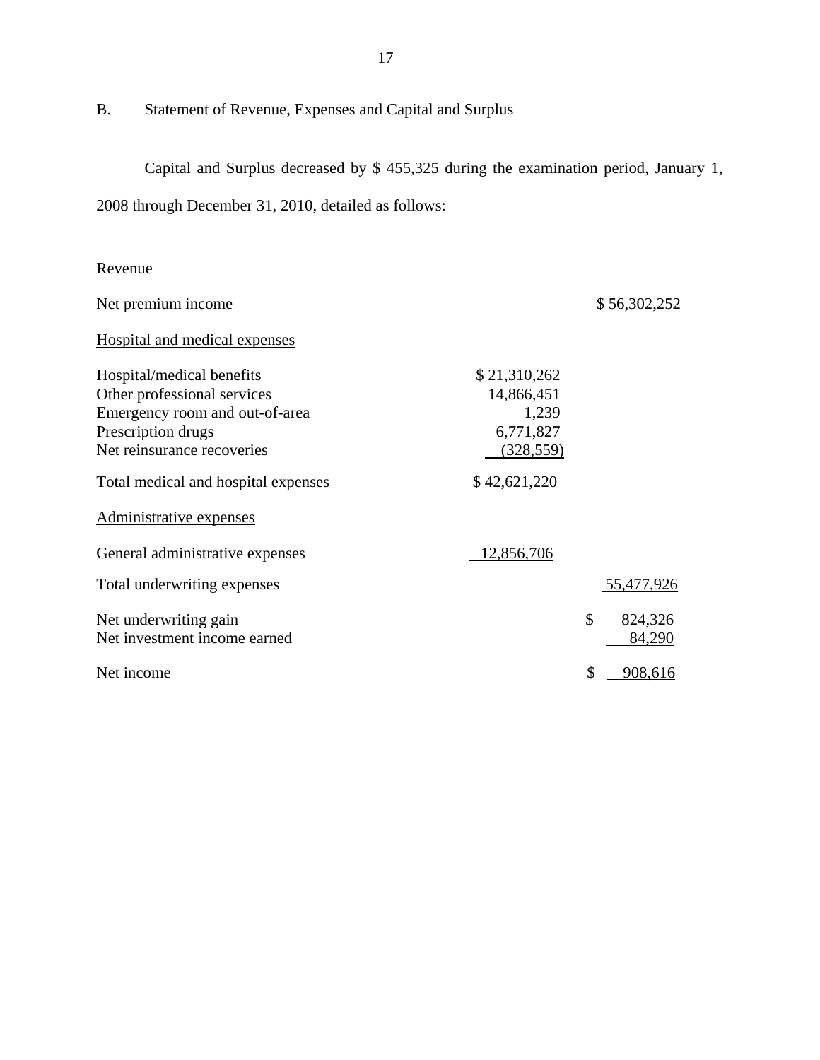## B. Statement of Revenue, Expenses and Capital and Surplus

Capital and Surplus decreased by $ 455,325 during the examination period, January 1, 2008 through December 31, 2010, detailed as follows:

| | | |
|---|---|---|
| Revenue | | |
| Net premium income | | $ 56,302,252 |
| Hospital and medical expenses | | |
| Hospital/medical benefits | $ 21,310,262 | |
| Other professional services | 14,866,451 | |
| Emergency room and out-of-area | 1,239 | |
| Prescription drugs | 6,771,827 | |
| Net reinsurance recoveries | (328,559) | |
| Total medical and hospital expenses | $ 42,621,220 | |
| Administrative expenses | | |
| General administrative expenses | 12,856,706 | |
| Total underwriting expenses | | 55,477,926 |
| Net underwriting gain | | $ 824,326 |
| Net investment income earned | | 84,290 |
| Net income | | $ 908,616 |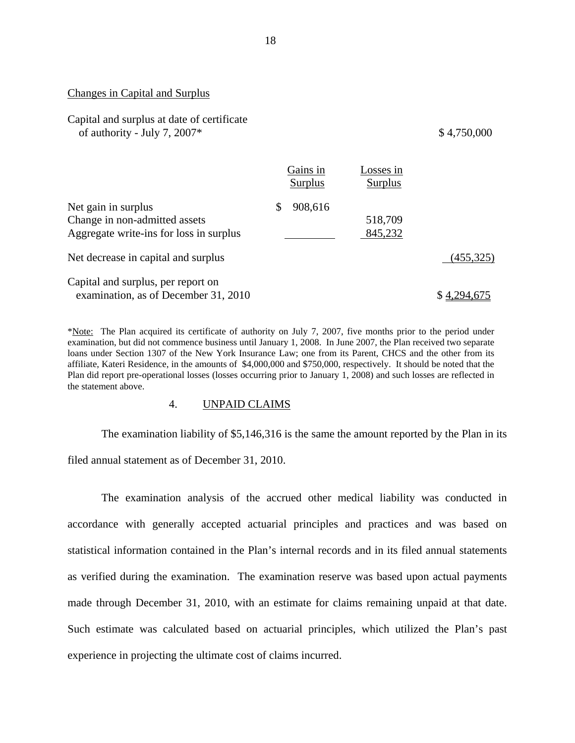Changes in Capital and Surplus

| | Gains in Surplus | Losses in Surplus | |
|---|---|---|---|
| Capital and surplus at date of certificate of authority - July 7, 2007* | | | $ 4,750,000 |
| Net gain in surplus | $ 908,616 | | |
| Change in non-admitted assets | | 518,709 | |
| Aggregate write-ins for loss in surplus | | 845,232 | |
| Net decrease in capital and surplus | | | (455,325) |
| Capital and surplus, per report on examination, as of December 31, 2010 | | | $ 4,294,675 |

*Note: The Plan acquired its certificate of authority on July 7, 2007, five months prior to the period under examination, but did not commence business until January 1, 2008. In June 2007, the Plan received two separate loans under Section 1307 of the New York Insurance Law; one from its Parent, CHCS and the other from its affiliate, Kateri Residence, in the amounts of $4,000,000 and $750,000, respectively. It should be noted that the Plan did report pre-operational losses (losses occurring prior to January 1, 2008) and such losses are reflected in the statement above.

## 4. UNPAID CLAIMS

The examination liability of $5,146,316 is the same the amount reported by the Plan in its filed annual statement as of December 31, 2010.

The examination analysis of the accrued other medical liability was conducted in accordance with generally accepted actuarial principles and practices and was based on statistical information contained in the Plan's internal records and in its filed annual statements as verified during the examination. The examination reserve was based upon actual payments made through December 31, 2010, with an estimate for claims remaining unpaid at that date. Such estimate was calculated based on actuarial principles, which utilized the Plan's past experience in projecting the ultimate cost of claims incurred.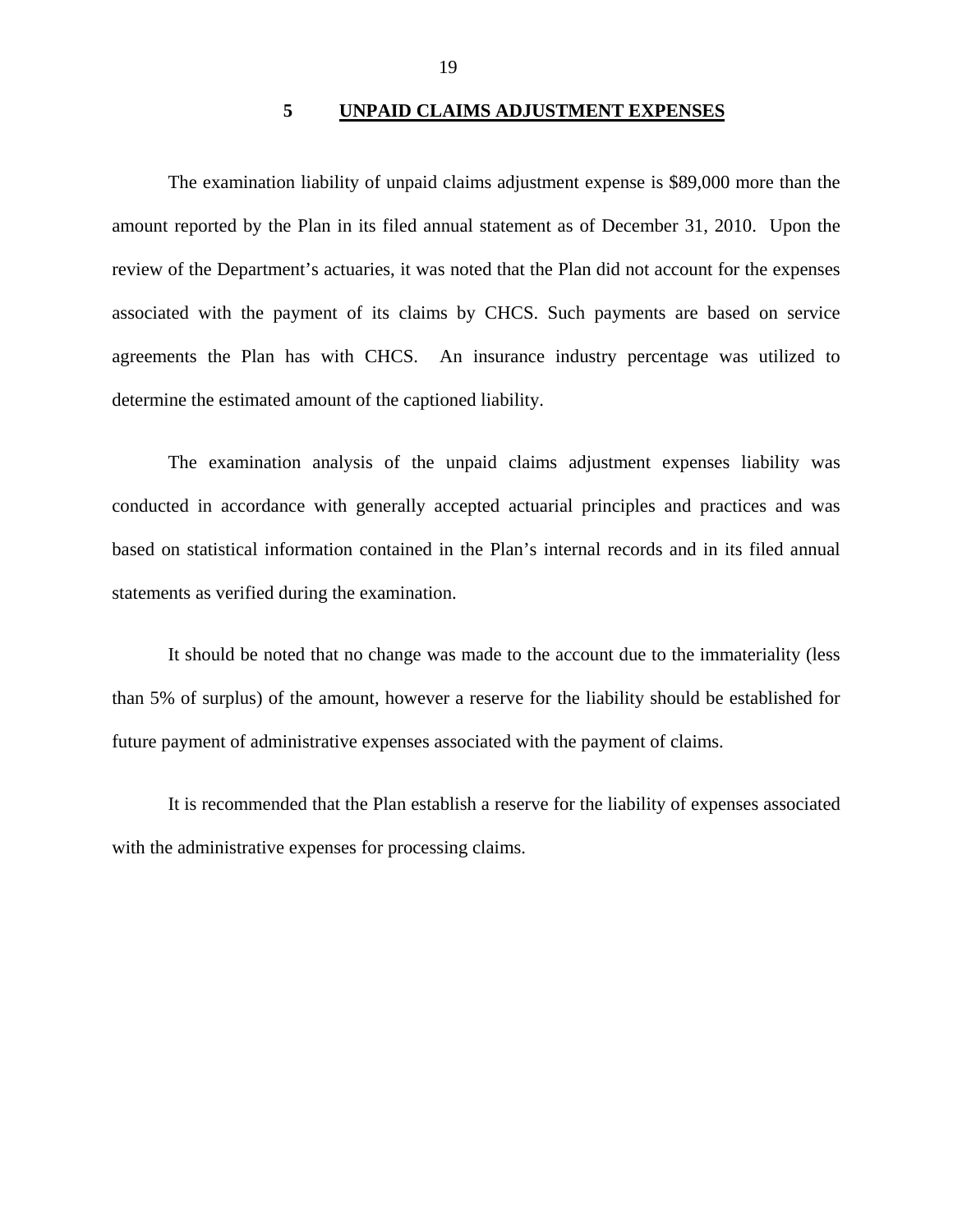## 5 UNPAID CLAIMS ADJUSTMENT EXPENSES

The examination liability of unpaid claims adjustment expense is $89,000 more than the amount reported by the Plan in its filed annual statement as of December 31, 2010. Upon the review of the Department's actuaries, it was noted that the Plan did not account for the expenses associated with the payment of its claims by CHCS. Such payments are based on service agreements the Plan has with CHCS. An insurance industry percentage was utilized to determine the estimated amount of the captioned liability.

The examination analysis of the unpaid claims adjustment expenses liability was conducted in accordance with generally accepted actuarial principles and practices and was based on statistical information contained in the Plan's internal records and in its filed annual statements as verified during the examination.

It should be noted that no change was made to the account due to the immateriality (less than 5% of surplus) of the amount, however a reserve for the liability should be established for future payment of administrative expenses associated with the payment of claims.

It is recommended that the Plan establish a reserve for the liability of expenses associated with the administrative expenses for processing claims.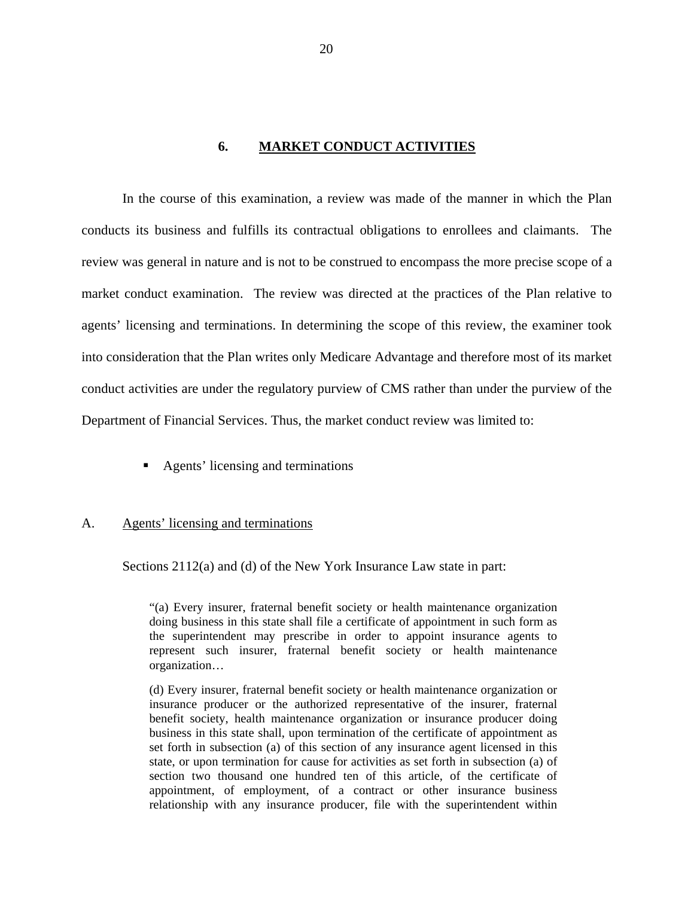## 6. MARKET CONDUCT ACTIVITIES

In the course of this examination, a review was made of the manner in which the Plan conducts its business and fulfills its contractual obligations to enrollees and claimants. The review was general in nature and is not to be construed to encompass the more precise scope of a market conduct examination. The review was directed at the practices of the Plan relative to agents' licensing and terminations. In determining the scope of this review, the examiner took into consideration that the Plan writes only Medicare Advantage and therefore most of its market conduct activities are under the regulatory purview of CMS rather than under the purview of the Department of Financial Services. Thus, the market conduct review was limited to:

- Agents' licensing and terminations

### A. Agents' licensing and terminations

Sections 2112(a) and (d) of the New York Insurance Law state in part:

> "(a) Every insurer, fraternal benefit society or health maintenance organization doing business in this state shall file a certificate of appointment in such form as the superintendent may prescribe in order to appoint insurance agents to represent such insurer, fraternal benefit society or health maintenance organization…
>
> (d) Every insurer, fraternal benefit society or health maintenance organization or insurance producer or the authorized representative of the insurer, fraternal benefit society, health maintenance organization or insurance producer doing business in this state shall, upon termination of the certificate of appointment as set forth in subsection (a) of this section of any insurance agent licensed in this state, or upon termination for cause for activities as set forth in subsection (a) of section two thousand one hundred ten of this article, of the certificate of appointment, of employment, of a contract or other insurance business relationship with any insurance producer, file with the superintendent within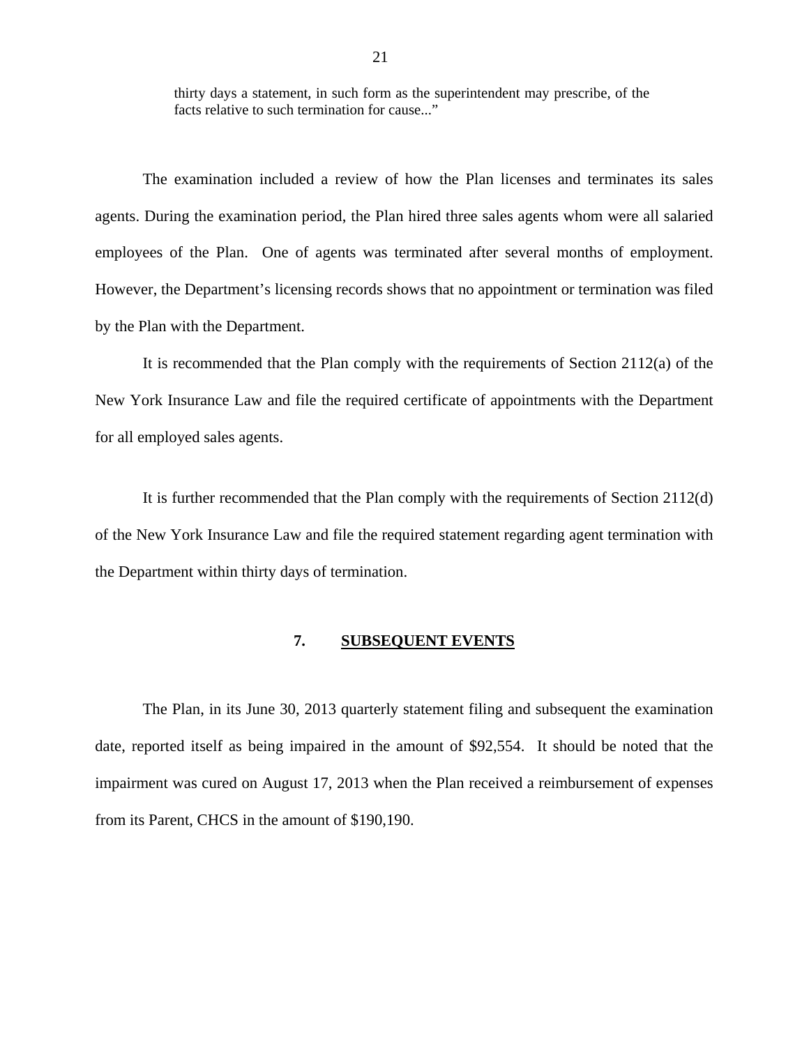> thirty days a statement, in such form as the superintendent may prescribe, of the facts relative to such termination for cause..."

The examination included a review of how the Plan licenses and terminates its sales agents. During the examination period, the Plan hired three sales agents whom were all salaried employees of the Plan. One of agents was terminated after several months of employment. However, the Department's licensing records shows that no appointment or termination was filed by the Plan with the Department.

It is recommended that the Plan comply with the requirements of Section 2112(a) of the New York Insurance Law and file the required certificate of appointments with the Department for all employed sales agents.

It is further recommended that the Plan comply with the requirements of Section 2112(d) of the New York Insurance Law and file the required statement regarding agent termination with the Department within thirty days of termination.

## 7. SUBSEQUENT EVENTS

The Plan, in its June 30, 2013 quarterly statement filing and subsequent the examination date, reported itself as being impaired in the amount of $92,554. It should be noted that the impairment was cured on August 17, 2013 when the Plan received a reimbursement of expenses from its Parent, CHCS in the amount of $190,190.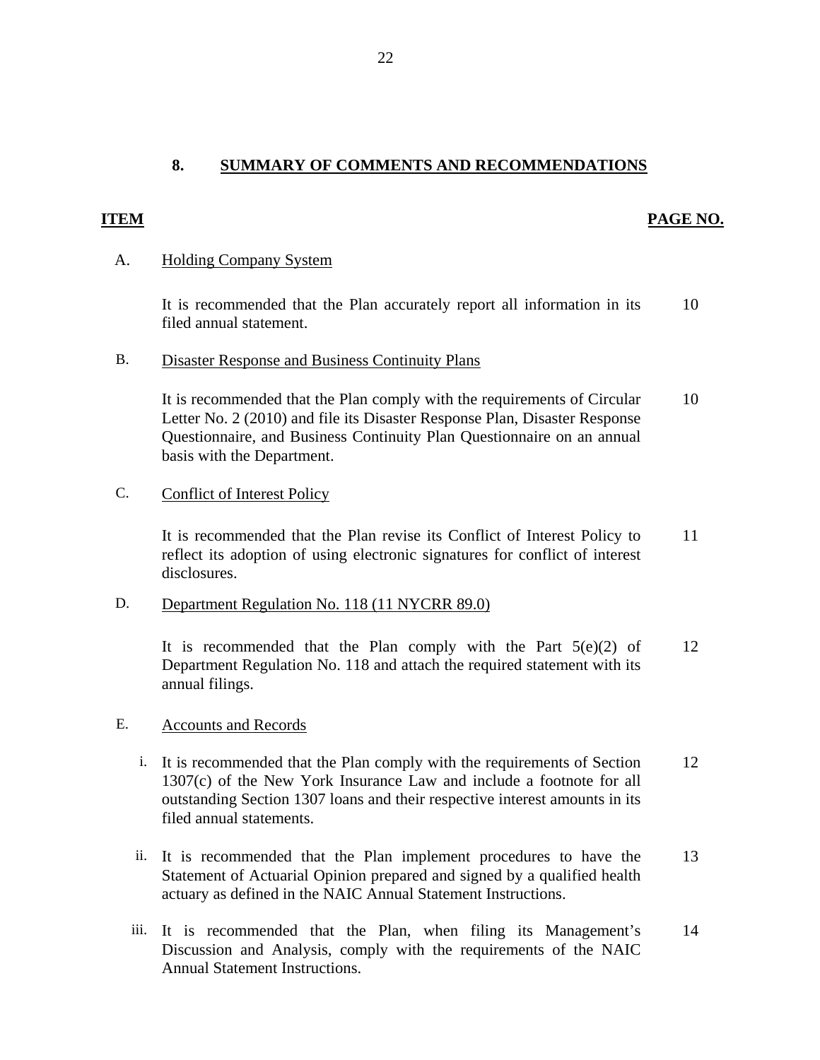## 8. SUMMARY OF COMMENTS AND RECOMMENDATIONS

| ITEM | | PAGE NO. |
|---|---|---|
| A. | **Holding Company System** | |
| | It is recommended that the Plan accurately report all information in its filed annual statement. | 10 |
| B. | **Disaster Response and Business Continuity Plans** | |
| | It is recommended that the Plan comply with the requirements of Circular Letter No. 2 (2010) and file its Disaster Response Plan, Disaster Response Questionnaire, and Business Continuity Plan Questionnaire on an annual basis with the Department. | 10 |
| C. | **Conflict of Interest Policy** | |
| | It is recommended that the Plan revise its Conflict of Interest Policy to reflect its adoption of using electronic signatures for conflict of interest disclosures. | 11 |
| D. | **Department Regulation No. 118 (11 NYCRR 89.0)** | |
| | It is recommended that the Plan comply with the Part 5(e)(2) of Department Regulation No. 118 and attach the required statement with its annual filings. | 12 |
| E. | **Accounts and Records** | |
| i. | It is recommended that the Plan comply with the requirements of Section 1307(c) of the New York Insurance Law and include a footnote for all outstanding Section 1307 loans and their respective interest amounts in its filed annual statements. | 12 |
| ii. | It is recommended that the Plan implement procedures to have the Statement of Actuarial Opinion prepared and signed by a qualified health actuary as defined in the NAIC Annual Statement Instructions. | 13 |
| iii. | It is recommended that the Plan, when filing its Management's Discussion and Analysis, comply with the requirements of the NAIC Annual Statement Instructions. | 14 |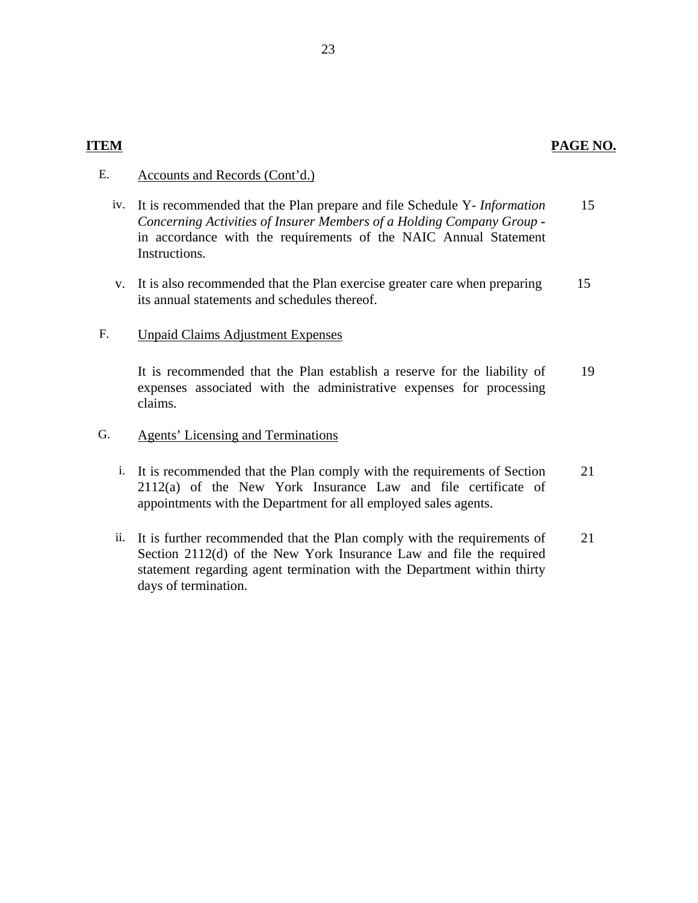| ITEM | | PAGE NO. |
|---|---|---|
| E. | Accounts and Records (Cont'd.) | |
| iv. | It is recommended that the Plan prepare and file Schedule Y- *Information Concerning Activities of Insurer Members of a Holding Company Group* - in accordance with the requirements of the NAIC Annual Statement Instructions. | 15 |
| v. | It is also recommended that the Plan exercise greater care when preparing its annual statements and schedules thereof. | 15 |
| F. | Unpaid Claims Adjustment Expenses | |
| | It is recommended that the Plan establish a reserve for the liability of expenses associated with the administrative expenses for processing claims. | 19 |
| G. | Agents' Licensing and Terminations | |
| i. | It is recommended that the Plan comply with the requirements of Section 2112(a) of the New York Insurance Law and file certificate of appointments with the Department for all employed sales agents. | 21 |
| ii. | It is further recommended that the Plan comply with the requirements of Section 2112(d) of the New York Insurance Law and file the required statement regarding agent termination with the Department within thirty days of termination. | 21 |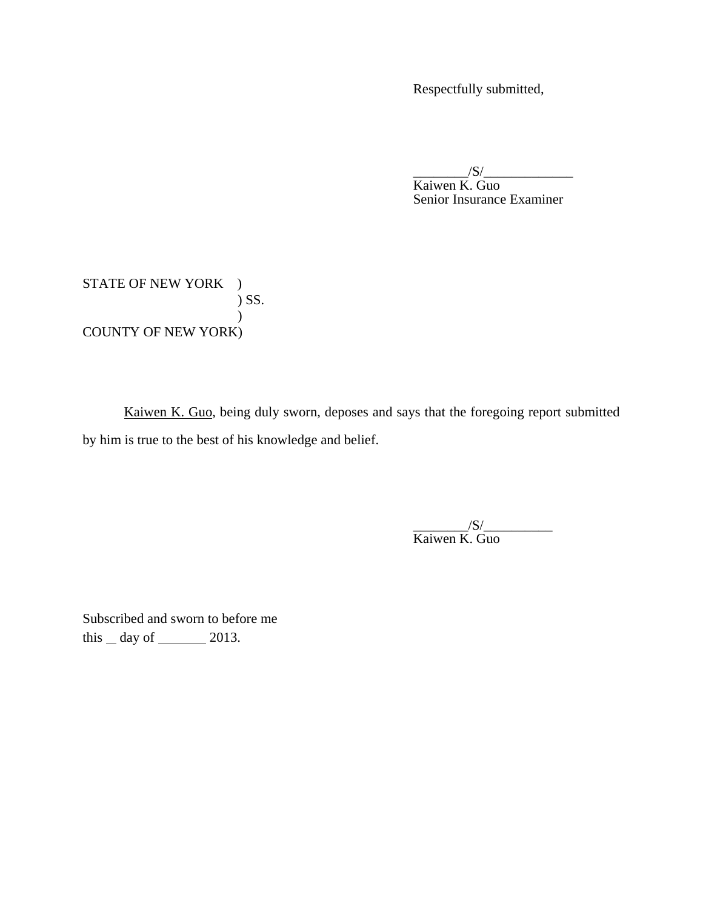Respectfully submitted,

________/S/_____________
Kaiwen K. Guo
Senior Insurance Examiner

STATE OF NEW YORK )
) SS.
)
COUNTY OF NEW YORK)

Kaiwen K. Guo, being duly sworn, deposes and says that the foregoing report submitted by him is true to the best of his knowledge and belief.

________/S/__________
Kaiwen K. Guo

Subscribed and sworn to before me
this __ day of _______ 2013.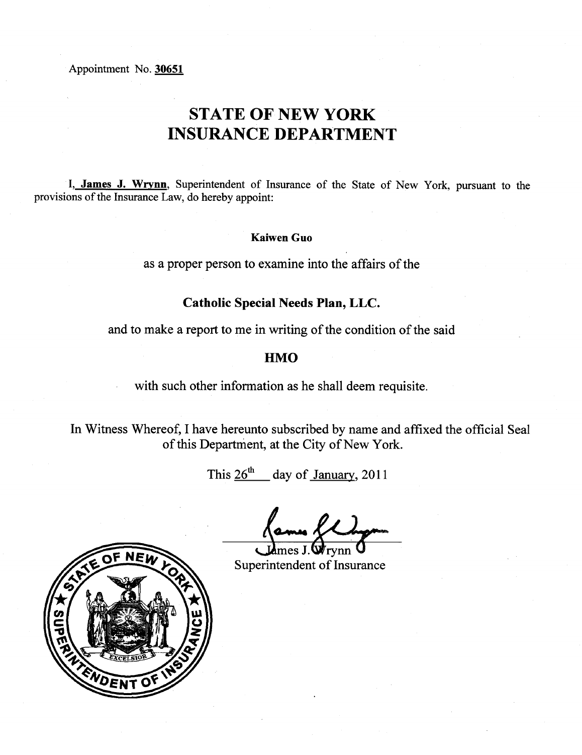Appointment No. **30651**

# STATE OF NEW YORK
# INSURANCE DEPARTMENT

I, **James J. Wrynn**, Superintendent of Insurance of the State of New York, pursuant to the provisions of the Insurance Law, do hereby appoint:

**Kaiwen Guo**

as a proper person to examine into the affairs of the

**Catholic Special Needs Plan, LLC.**

and to make a report to me in writing of the condition of the said

**HMO**

with such other information as he shall deem requisite.

In Witness Whereof, I have hereunto subscribed by name and affixed the official Seal of this Department, at the City of New York.

This 26th day of January, 2011

James J. Wrynn
Superintendent of Insurance

STATE OF NEW YORK SUPERINTENDENT OF INSURANCE
EXCELSIOR